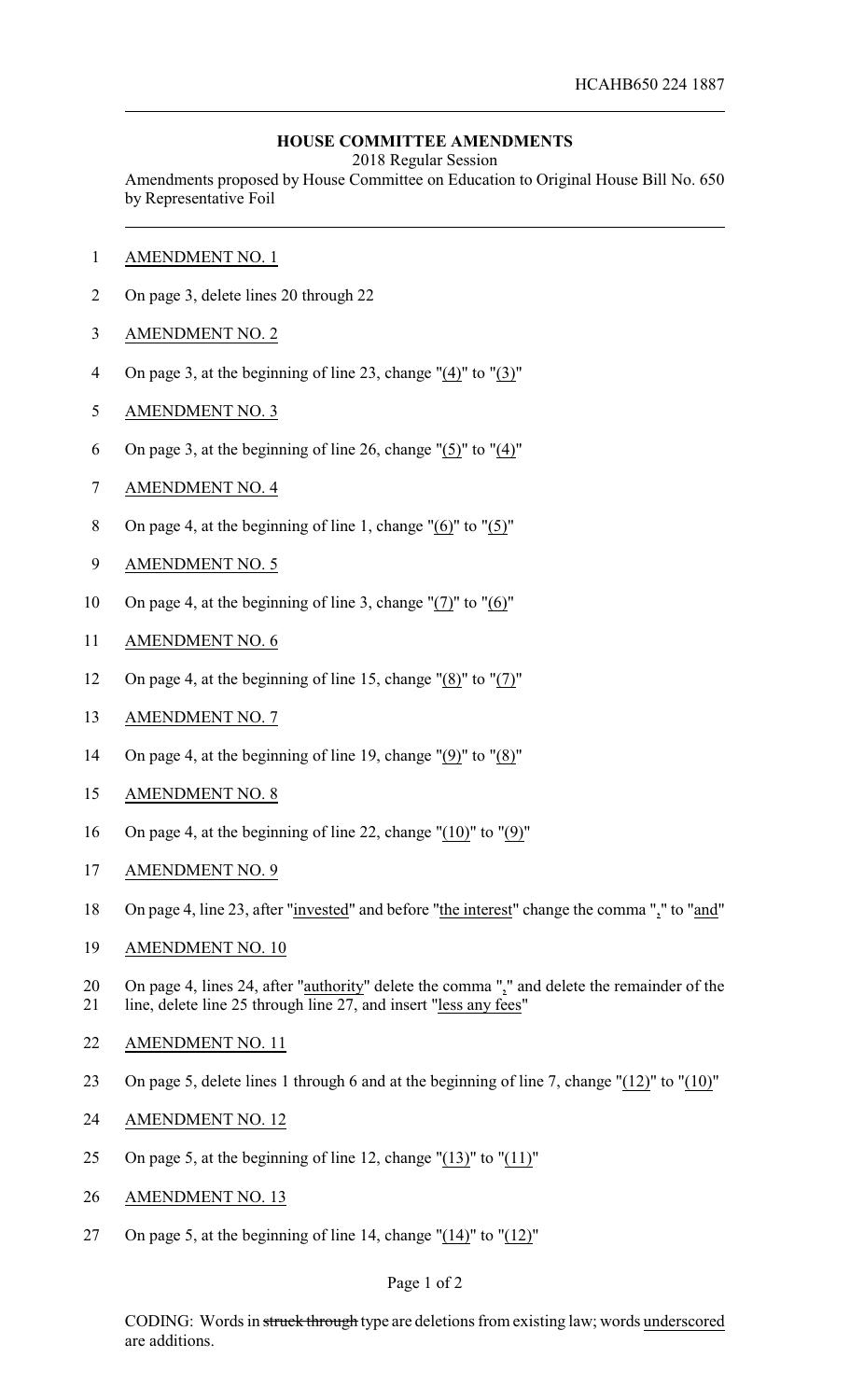HCAHB650 224 1887

**HOUSE COMMITTEE AMENDMENTS**

2018 Regular Session

Amendments proposed by House Committee on Education to Original House Bill No. 650 by Representative Foil

AMENDMENT NO. 1

On page 3, delete lines 20 through 22

AMENDMENT NO. 2

On page 3, at the beginning of line 23, change "(4)" to "(3)"

AMENDMENT NO. 3

On page 3, at the beginning of line 26, change "(5)" to "(4)"

AMENDMENT NO. 4

On page 4, at the beginning of line 1, change "(6)" to "(5)"

AMENDMENT NO. 5

On page 4, at the beginning of line 3, change "(7)" to "(6)"

AMENDMENT NO. 6

On page 4, at the beginning of line 15, change "(8)" to "(7)"

AMENDMENT NO. 7

On page 4, at the beginning of line 19, change "(9)" to "(8)"

AMENDMENT NO. 8

On page 4, at the beginning of line 22, change "(10)" to "(9)"

AMENDMENT NO. 9

On page 4, line 23, after "invested" and before "the interest" change the comma "," to "and"

AMENDMENT NO. 10

On page 4, lines 24, after "authority" delete the comma "," and delete the remainder of the line, delete line 25 through line 27, and insert "less any fees"

AMENDMENT NO. 11

On page 5, delete lines 1 through 6 and at the beginning of line 7, change "(12)" to "(10)"

AMENDMENT NO. 12

On page 5, at the beginning of line 12, change "(13)" to "(11)"

AMENDMENT NO. 13

On page 5, at the beginning of line 14, change "(14)" to "(12)"

CODING: Words in ~~struck through~~ type are deletions from existing law; words underscored are additions.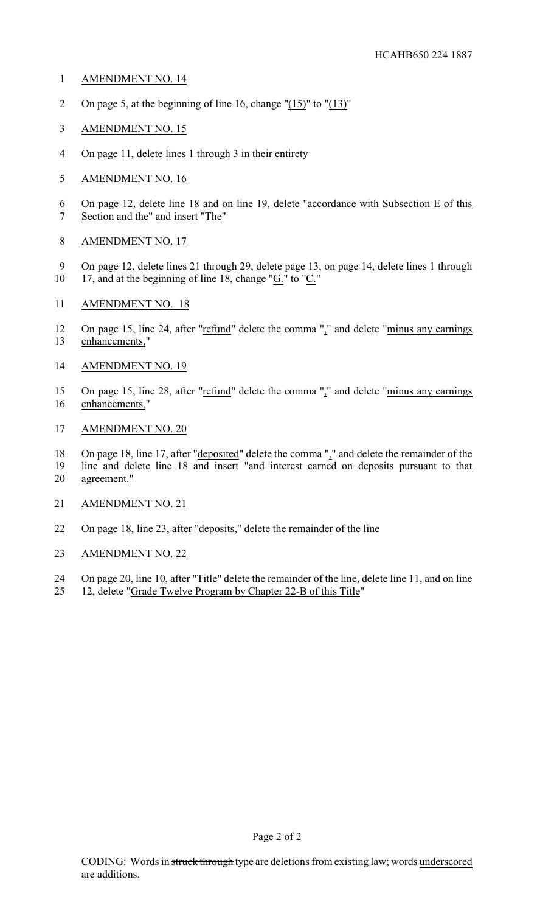AMENDMENT NO. 14

On page 5, at the beginning of line 16, change "(15)" to "(13)"

AMENDMENT NO. 15

On page 11, delete lines 1 through 3 in their entirety

AMENDMENT NO. 16

On page 12, delete line 18 and on line 19, delete "accordance with Subsection E of this Section and the" and insert "The"

AMENDMENT NO. 17

On page 12, delete lines 21 through 29, delete page 13, on page 14, delete lines 1 through 17, and at the beginning of line 18, change "G." to "C."

AMENDMENT NO. 18

On page 15, line 24, after "refund" delete the comma "," and delete "minus any earnings enhancements,"

AMENDMENT NO. 19

On page 15, line 28, after "refund" delete the comma "," and delete "minus any earnings enhancements,"

AMENDMENT NO. 20

On page 18, line 17, after "deposited" delete the comma "," and delete the remainder of the line and delete line 18 and insert "and interest earned on deposits pursuant to that agreement."

AMENDMENT NO. 21

On page 18, line 23, after "deposits," delete the remainder of the line

AMENDMENT NO. 22

On page 20, line 10, after "Title" delete the remainder of the line, delete line 11, and on line 12, delete "Grade Twelve Program by Chapter 22-B of this Title"

CODING: Words in ~~struck through~~ type are deletions from existing law; words underscored are additions.